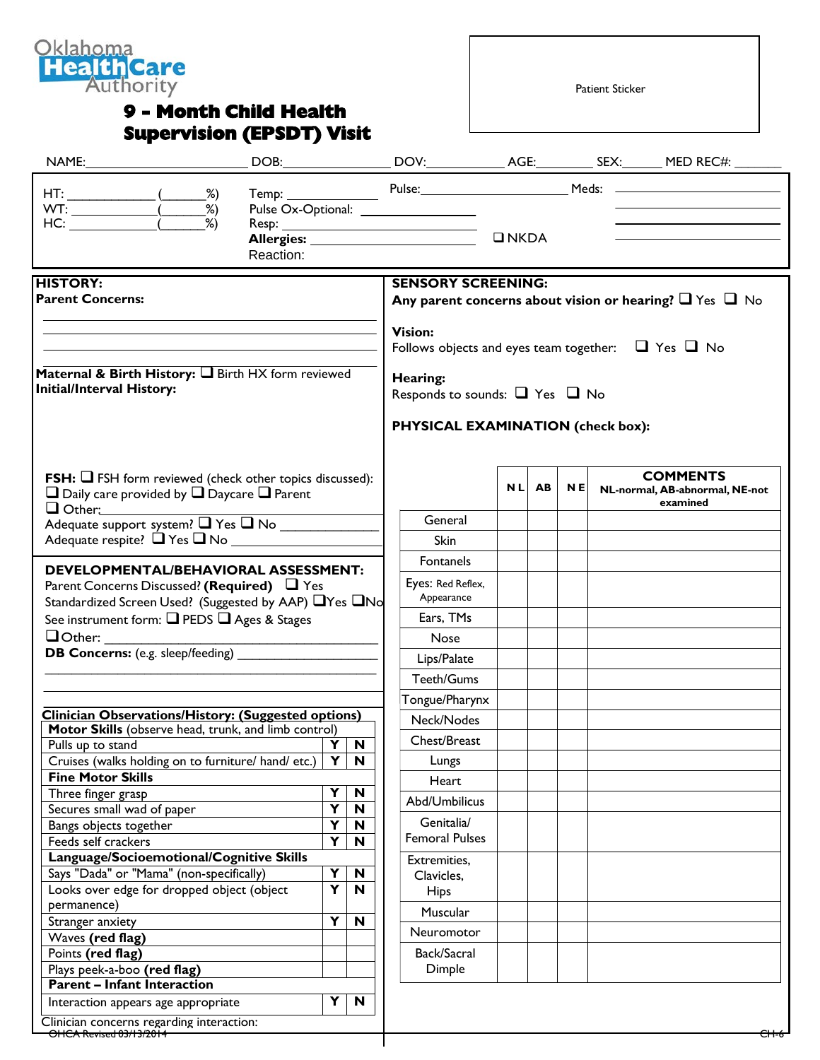Oklahoma Health Care Authority

# 9 - Month Child Health Supervision (EPSDT) Visit

Patient Sticker

NAME:____________________ DOB:______________ DOV:__________ AGE:________ SEX:_____ MED REC#: _______

HT: ____________ (______%)
WT: ____________ (______%)
HC: ____________ (______%)

Temp: ___________
Pulse Ox-Optional: ______________
Resp: ______________________
**Allergies:** ______________________ ❑ NKDA
Reaction:

Pulse:____________________ Meds: ____________________

**HISTORY:**
**Parent Concerns:**

______________________________________________
______________________________________________
______________________________________________

**Maternal & Birth History:** ❑ Birth HX form reviewed
**Initial/Interval History:**

**FSH:** ❑ FSH form reviewed (check other topics discussed):
❑ Daily care provided by ❑ Daycare ❑ Parent
❑ Other:______________________________
Adequate support system? ❑ Yes ❑ No ______________
Adequate respite? ❑ Yes ❑ No ______________

**DEVELOPMENTAL/BEHAVIORAL ASSESSMENT:**
Parent Concerns Discussed? **(Required)** ❑ Yes
Standardized Screen Used? (Suggested by AAP) ❑Yes ❑No
See instrument form: ❑ PEDS ❑ Ages & Stages
❑Other: ______________________________
**DB Concerns:** (e.g. sleep/feeding) ___________________
______________________________________________
______________________________________________

**Clinician Observations/History: (Suggested options)**

| | | |
|---|---|---|
| **Motor Skills** (observe head, trunk, and limb control) | | |
| Pulls up to stand | Y | N |
| Cruises (walks holding on to furniture/ hand/ etc.) | Y | N |
| **Fine Motor Skills** | | |
| Three finger grasp | Y | N |
| Secures small wad of paper | Y | N |
| Bangs objects together | Y | N |
| Feeds self crackers | Y | N |
| **Language/Socioemotional/Cognitive Skills** | | |
| Says "Dada" or "Mama" (non-specifically) | Y | N |
| Looks over edge for dropped object (object permanence) | Y | N |
| Stranger anxiety | Y | N |
| Waves **(red flag)** | | |
| Points **(red flag)** | | |
| Plays peek-a-boo **(red flag)** | | |
| **Parent – Infant Interaction** | | |
| Interaction appears age appropriate | Y | N |

Clinician concerns regarding interaction:

**SENSORY SCREENING:**
**Any parent concerns about vision or hearing?** ❑ Yes ❑ No

**Vision:**
Follows objects and eyes team together: ❑ Yes ❑ No

**Hearing:**
Responds to sounds: ❑ Yes ❑ No

**PHYSICAL EXAMINATION (check box):**

| | NL | AB | NE | **COMMENTS** NL-normal, AB-abnormal, NE-not examined |
|---|---|---|---|---|
| General | | | | |
| Skin | | | | |
| Fontanels | | | | |
| Eyes: Red Reflex, Appearance | | | | |
| Ears, TMs | | | | |
| Nose | | | | |
| Lips/Palate | | | | |
| Teeth/Gums | | | | |
| Tongue/Pharynx | | | | |
| Neck/Nodes | | | | |
| Chest/Breast | | | | |
| Lungs | | | | |
| Heart | | | | |
| Abd/Umbilicus | | | | |
| Genitalia/ Femoral Pulses | | | | |
| Extremities, Clavicles, Hips | | | | |
| Muscular | | | | |
| Neuromotor | | | | |
| Back/Sacral Dimple | | | | |

OHCA Revised 03/13/2014 CH-6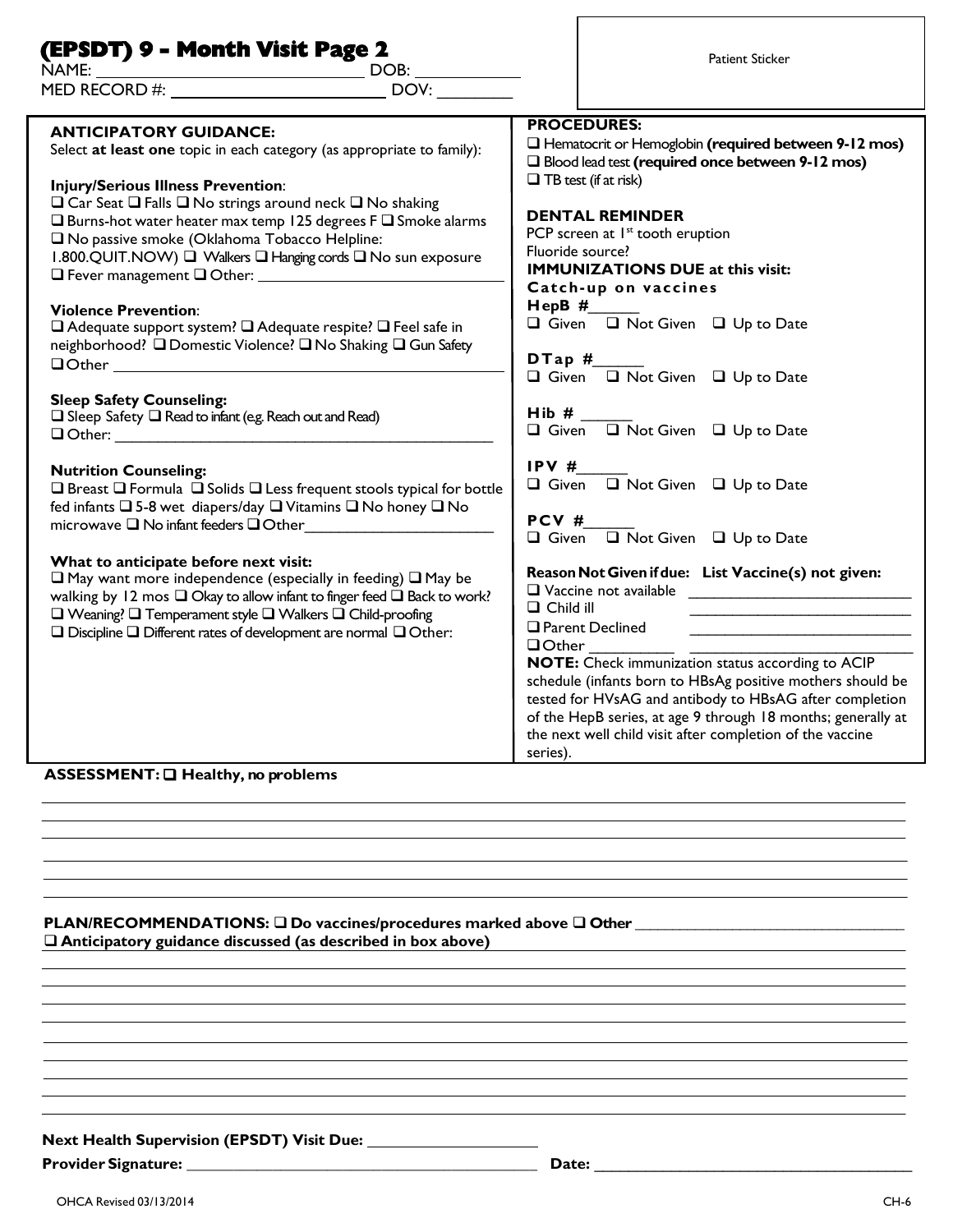# (EPSDT) 9 - Month Visit Page 2

NAME: ______________________________ DOB: ____________

MED RECORD #: ______________________ DOV: ________

Patient Sticker

**ANTICIPATORY GUIDANCE:**
Select **at least one** topic in each category (as appropriate to family):

**Injury/Serious Illness Prevention**:
❑ Car Seat ❑ Falls ❑ No strings around neck ❑ No shaking ❑ Burns-hot water heater max temp 125 degrees F ❑ Smoke alarms ❑ No passive smoke (Oklahoma Tobacco Helpline: 1.800.QUIT.NOW) ❑ Walkers ❑ Hanging cords ❑ No sun exposure ❑ Fever management ❑ Other: ______________________

**Violence Prevention**:
❑ Adequate support system? ❑ Adequate respite? ❑ Feel safe in neighborhood? ❑ Domestic Violence? ❑ No Shaking ❑ Gun Safety ❑ Other ______________________

**Sleep Safety Counseling:**
❑ Sleep Safety ❑ Read to infant (e.g. Reach out and Read) ❑ Other: ______________________

**Nutrition Counseling:**
❑ Breast ❑ Formula ❑ Solids ❑ Less frequent stools typical for bottle fed infants ❑ 5-8 wet diapers/day ❑ Vitamins ❑ No honey ❑ No microwave ❑ No infant feeders ❑ Other______________________

**What to anticipate before next visit:**
❑ May want more independence (especially in feeding) ❑ May be walking by 12 mos ❑ Okay to allow infant to finger feed ❑ Back to work? ❑ Weaning? ❑ Temperament style ❑ Walkers ❑ Child-proofing ❑ Discipline ❑ Different rates of development are normal ❑ Other:

**PROCEDURES:**
❑ Hematocrit or Hemoglobin **(required between 9-12 mos)**
❑ Blood lead test **(required once between 9-12 mos)**
❑ TB test (if at risk)

**DENTAL REMINDER**
PCP screen at 1st tooth eruption
Fluoride source?

**IMMUNIZATIONS DUE at this visit:**
**Catch-up on vaccines**

**HepB #**______
❑ Given ❑ Not Given ❑ Up to Date

**DTap #**______
❑ Given ❑ Not Given ❑ Up to Date

**Hib #** ______
❑ Given ❑ Not Given ❑ Up to Date

**IPV #**______
❑ Given ❑ Not Given ❑ Up to Date

**PCV #**______
❑ Given ❑ Not Given ❑ Up to Date

**Reason Not Given if due: List Vaccine(s) not given:**
❑ Vaccine not available ______________________
❑ Child ill ______________________
❑ Parent Declined ______________________
❑ Other __________ ______________________

**NOTE:** Check immunization status according to ACIP schedule (infants born to HBsAg positive mothers should be tested for HVsAG and antibody to HBsAG after completion of the HepB series, at age 9 through 18 months; generally at the next well child visit after completion of the vaccine series).

**ASSESSMENT:** ❑ **Healthy, no problems**

**PLAN/RECOMMENDATIONS:** ❑ **Do vaccines/procedures marked above** ❑ **Other** ______________________
❑ **Anticipatory guidance discussed (as described in box above)**

**Next Health Supervision (EPSDT) Visit Due:** ____________________

**Provider Signature:** ______________________ **Date:** ______________________

OHCA Revised 03/13/2014 CH-6